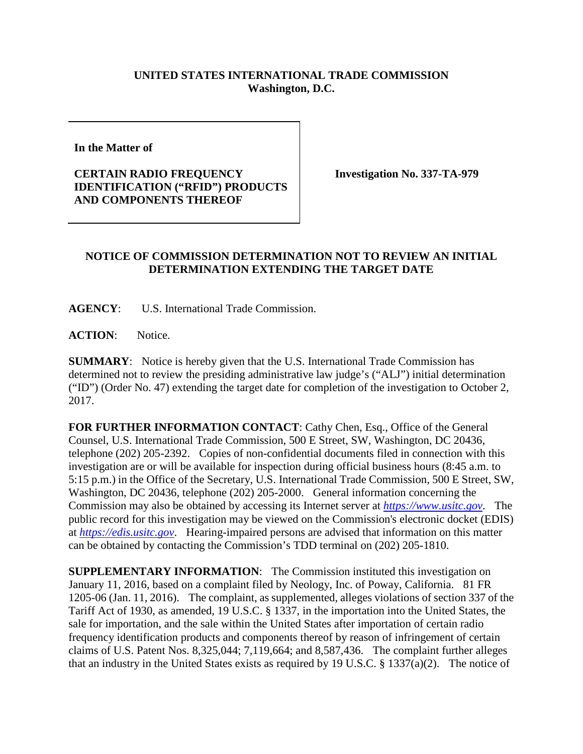**UNITED STATES INTERNATIONAL TRADE COMMISSION**
**Washington, D.C.**

| **In the Matter of**<br><br>**CERTAIN RADIO FREQUENCY IDENTIFICATION ("RFID") PRODUCTS AND COMPONENTS THEREOF** | **Investigation No. 337-TA-979** |
|---|---|

**NOTICE OF COMMISSION DETERMINATION NOT TO REVIEW AN INITIAL DETERMINATION EXTENDING THE TARGET DATE**

**AGENCY**: U.S. International Trade Commission.

**ACTION**: Notice.

**SUMMARY**: Notice is hereby given that the U.S. International Trade Commission has determined not to review the presiding administrative law judge's ("ALJ") initial determination ("ID") (Order No. 47) extending the target date for completion of the investigation to October 2, 2017.

**FOR FURTHER INFORMATION CONTACT**: Cathy Chen, Esq., Office of the General Counsel, U.S. International Trade Commission, 500 E Street, SW, Washington, DC 20436, telephone (202) 205-2392. Copies of non-confidential documents filed in connection with this investigation are or will be available for inspection during official business hours (8:45 a.m. to 5:15 p.m.) in the Office of the Secretary, U.S. International Trade Commission, 500 E Street, SW, Washington, DC 20436, telephone (202) 205-2000. General information concerning the Commission may also be obtained by accessing its Internet server at *https://www.usitc.gov*. The public record for this investigation may be viewed on the Commission's electronic docket (EDIS) at *https://edis.usitc.gov*. Hearing-impaired persons are advised that information on this matter can be obtained by contacting the Commission's TDD terminal on (202) 205-1810.

**SUPPLEMENTARY INFORMATION**: The Commission instituted this investigation on January 11, 2016, based on a complaint filed by Neology, Inc. of Poway, California. 81 FR 1205-06 (Jan. 11, 2016). The complaint, as supplemented, alleges violations of section 337 of the Tariff Act of 1930, as amended, 19 U.S.C. § 1337, in the importation into the United States, the sale for importation, and the sale within the United States after importation of certain radio frequency identification products and components thereof by reason of infringement of certain claims of U.S. Patent Nos. 8,325,044; 7,119,664; and 8,587,436. The complaint further alleges that an industry in the United States exists as required by 19 U.S.C. § 1337(a)(2). The notice of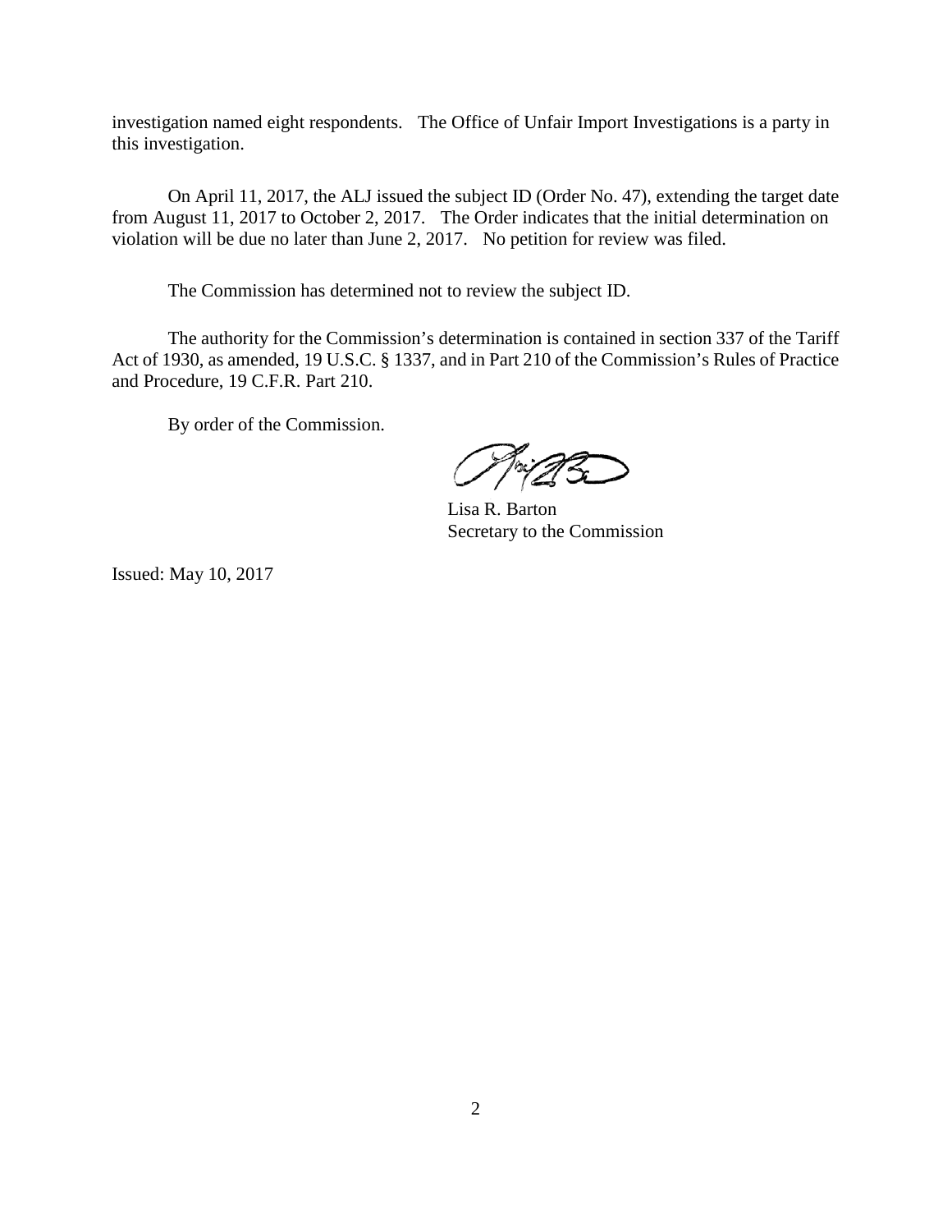investigation named eight respondents. The Office of Unfair Import Investigations is a party in this investigation.

On April 11, 2017, the ALJ issued the subject ID (Order No. 47), extending the target date from August 11, 2017 to October 2, 2017. The Order indicates that the initial determination on violation will be due no later than June 2, 2017. No petition for review was filed.

The Commission has determined not to review the subject ID.

The authority for the Commission's determination is contained in section 337 of the Tariff Act of 1930, as amended, 19 U.S.C. § 1337, and in Part 210 of the Commission's Rules of Practice and Procedure, 19 C.F.R. Part 210.

By order of the Commission.

Lisa R. Barton
Secretary to the Commission

Issued: May 10, 2017